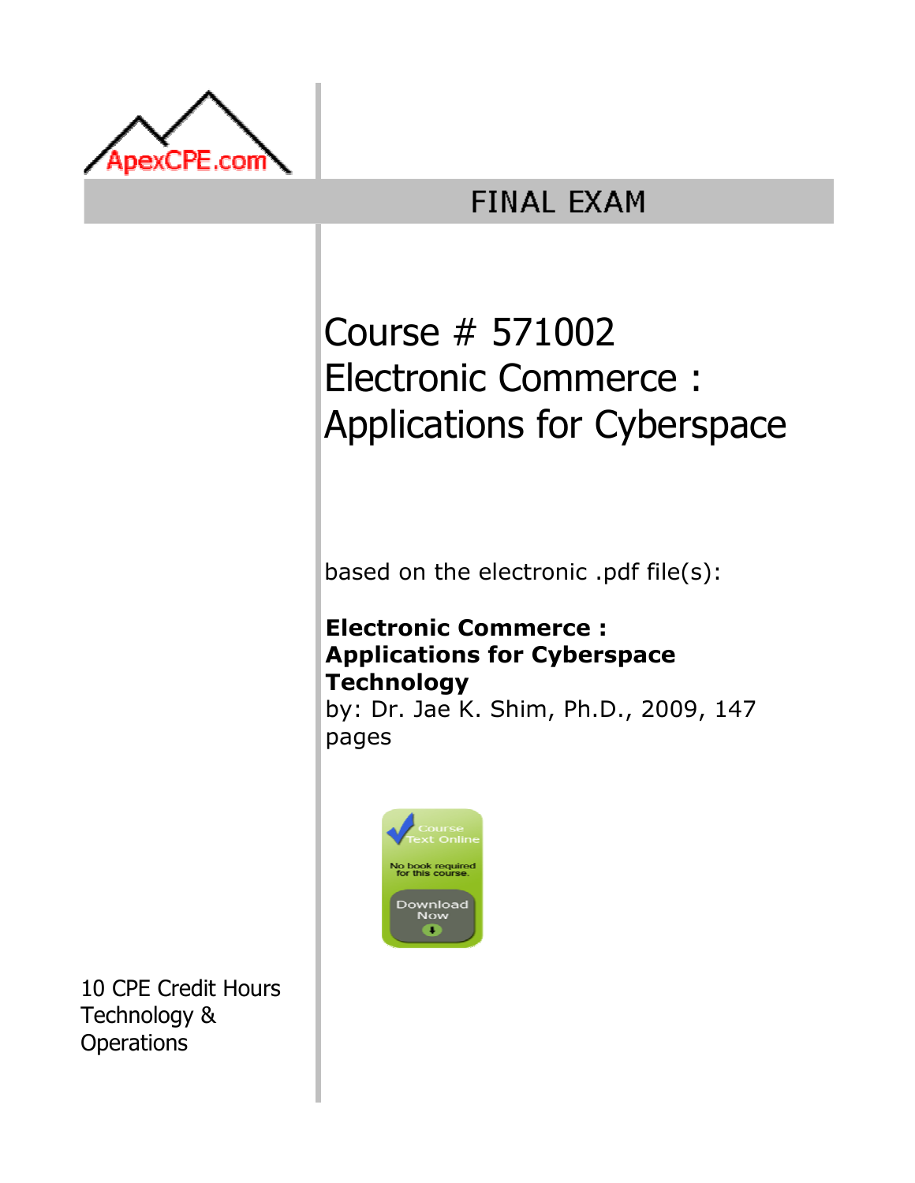ApexCPE.com

# FINAL EXAM

## Course # 571002
## Electronic Commerce : Applications for Cyberspace

based on the electronic .pdf file(s):

**Electronic Commerce : Applications for Cyberspace Technology**
by: Dr. Jae K. Shim, Ph.D., 2009, 147 pages

Course Text Online
No book required for this course.
Download Now

10 CPE Credit Hours
Technology & Operations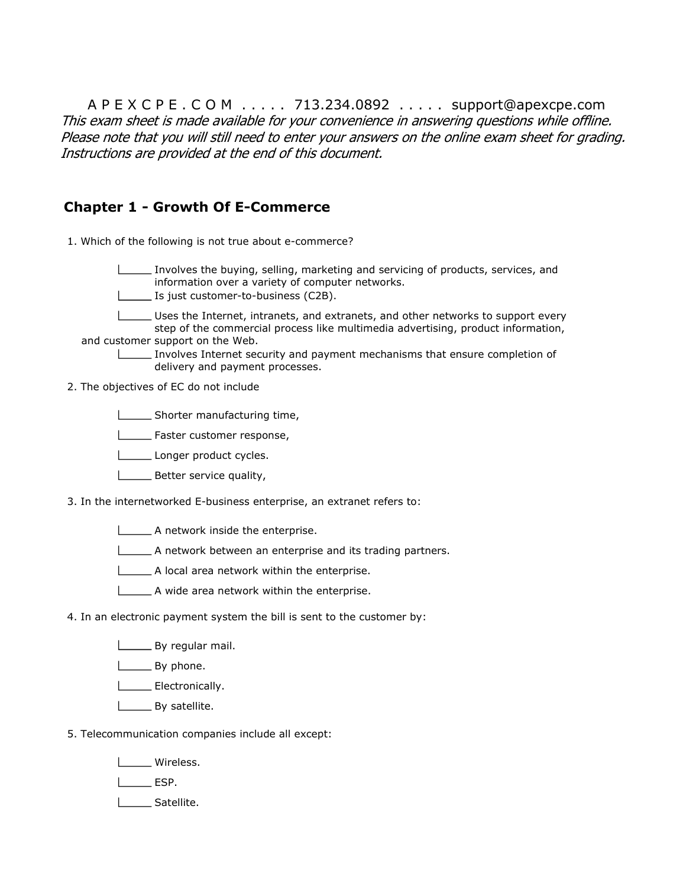A P E X C P E . C O M . . . . . 713.234.0892 . . . . . support@apexcpe.com

*This exam sheet is made available for your convenience in answering questions while offline. Please note that you will still need to enter your answers on the online exam sheet for grading. Instructions are provided at the end of this document.*

## Chapter 1 - Growth Of E-Commerce

1. Which of the following is not true about e-commerce?

   - _____ Involves the buying, selling, marketing and servicing of products, services, and information over a variety of computer networks.
   - _____ Is just customer-to-business (C2B).
   - _____ Uses the Internet, intranets, and extranets, and other networks to support every step of the commercial process like multimedia advertising, product information, and customer support on the Web.
   - _____ Involves Internet security and payment mechanisms that ensure completion of delivery and payment processes.

2. The objectives of EC do not include

   - _____ Shorter manufacturing time,
   - _____ Faster customer response,
   - _____ Longer product cycles.
   - _____ Better service quality,

3. In the internetworked E-business enterprise, an extranet refers to:

   - _____ A network inside the enterprise.
   - _____ A network between an enterprise and its trading partners.
   - _____ A local area network within the enterprise.
   - _____ A wide area network within the enterprise.

4. In an electronic payment system the bill is sent to the customer by:

   - _____ By regular mail.
   - _____ By phone.
   - _____ Electronically.
   - _____ By satellite.

5. Telecommunication companies include all except:

   - _____ Wireless.
   - _____ ESP.
   - _____ Satellite.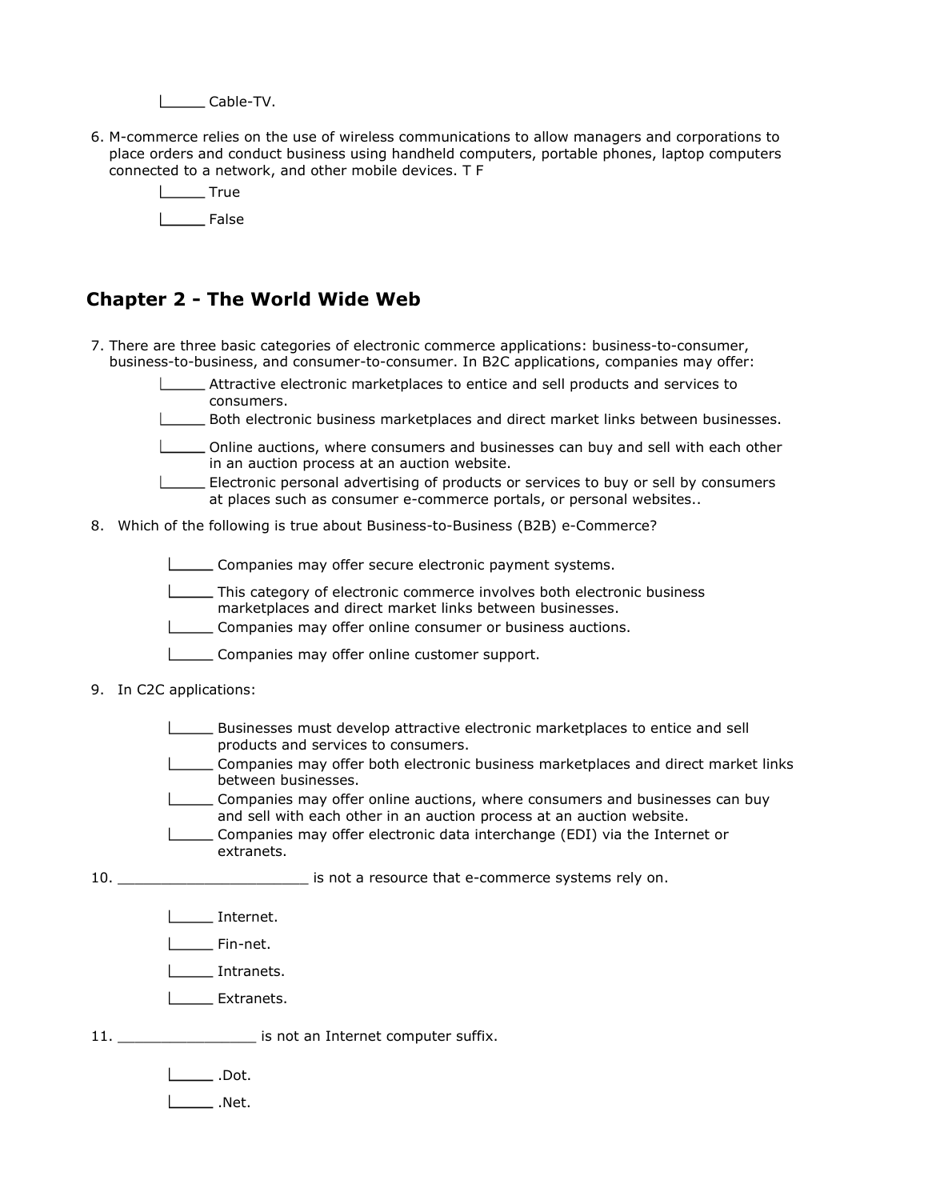|_____ Cable-TV.

6. M-commerce relies on the use of wireless communications to allow managers and corporations to place orders and conduct business using handheld computers, portable phones, laptop computers connected to a network, and other mobile devices. T F

    |_____ True

    |_____ False

## Chapter 2 - The World Wide Web

7. There are three basic categories of electronic commerce applications: business-to-consumer, business-to-business, and consumer-to-consumer. In B2C applications, companies may offer:

    |_____ Attractive electronic marketplaces to entice and sell products and services to consumers.

    |_____ Both electronic business marketplaces and direct market links between businesses.

    |_____ Online auctions, where consumers and businesses can buy and sell with each other in an auction process at an auction website.

    |_____ Electronic personal advertising of products or services to buy or sell by consumers at places such as consumer e-commerce portals, or personal websites..

8. Which of the following is true about Business-to-Business (B2B) e-Commerce?

    |_____ Companies may offer secure electronic payment systems.

    |_____ This category of electronic commerce involves both electronic business marketplaces and direct market links between businesses.

    |_____ Companies may offer online consumer or business auctions.

    |_____ Companies may offer online customer support.

9. In C2C applications:

    |_____ Businesses must develop attractive electronic marketplaces to entice and sell products and services to consumers.

    |_____ Companies may offer both electronic business marketplaces and direct market links between businesses.

    |_____ Companies may offer online auctions, where consumers and businesses can buy and sell with each other in an auction process at an auction website.

    |_____ Companies may offer electronic data interchange (EDI) via the Internet or extranets.

10. ______________________ is not a resource that e-commerce systems rely on.

    |_____ Internet.

    |_____ Fin-net.

    |_____ Intranets.

    |_____ Extranets.

11. ________________ is not an Internet computer suffix.

    |_____ .Dot.

    |_____ .Net.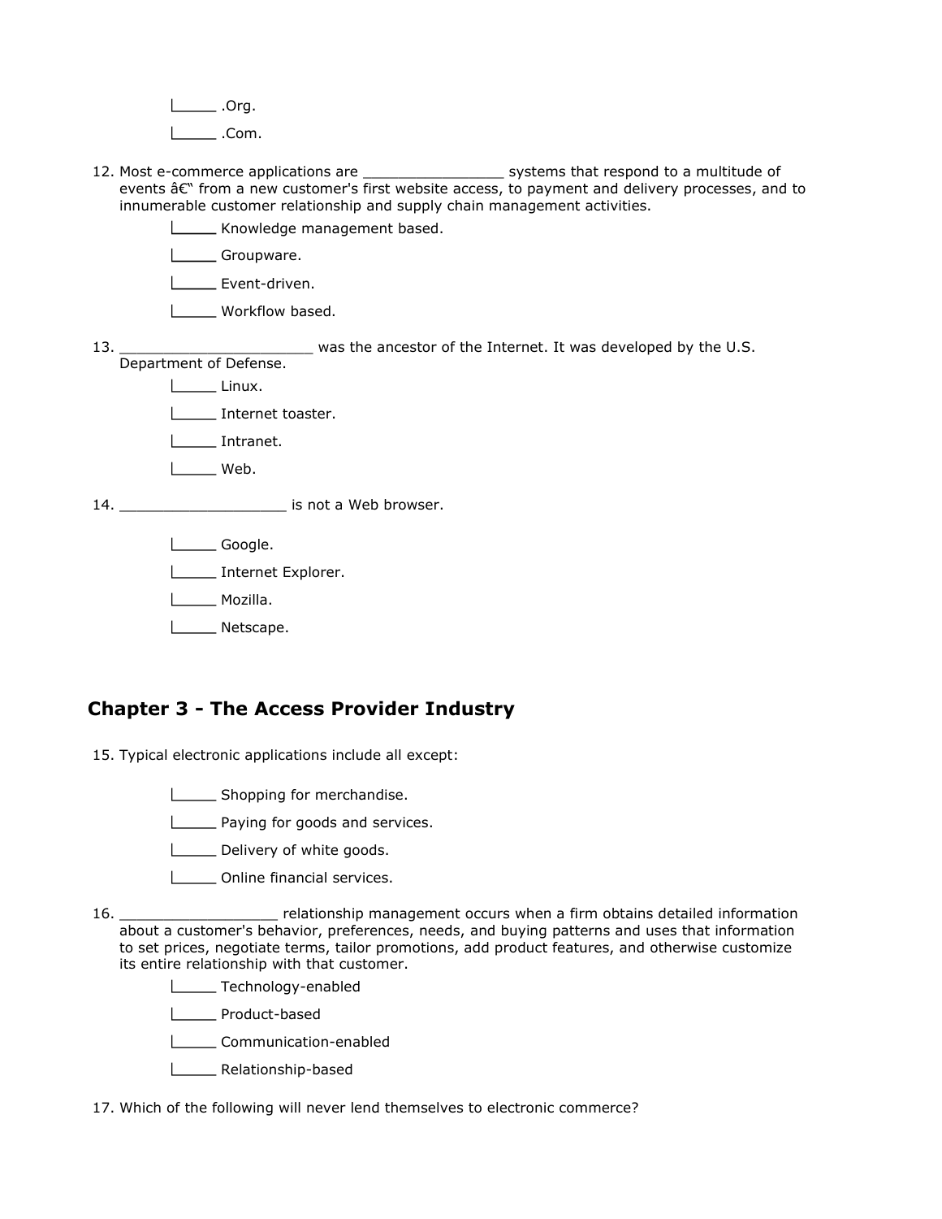\_\_\_\_\_ .Org.

\_\_\_\_\_ .Com.

12. Most e-commerce applications are ________________ systems that respond to a multitude of events â€“ from a new customer's first website access, to payment and delivery processes, and to innumerable customer relationship and supply chain management activities.

    \_\_\_\_\_ Knowledge management based.

    \_\_\_\_\_ Groupware.

    \_\_\_\_\_ Event-driven.

    \_\_\_\_\_ Workflow based.

13. ______________________ was the ancestor of the Internet. It was developed by the U.S. Department of Defense.

    \_\_\_\_\_ Linux.

    \_\_\_\_\_ Internet toaster.

    \_\_\_\_\_ Intranet.

    \_\_\_\_\_ Web.

14. ___________________ is not a Web browser.

    \_\_\_\_\_ Google.

    \_\_\_\_\_ Internet Explorer.

    \_\_\_\_\_ Mozilla.

    \_\_\_\_\_ Netscape.

## Chapter 3 - The Access Provider Industry

15. Typical electronic applications include all except:

    \_\_\_\_\_ Shopping for merchandise.

    \_\_\_\_\_ Paying for goods and services.

    \_\_\_\_\_ Delivery of white goods.

    \_\_\_\_\_ Online financial services.

16. __________________ relationship management occurs when a firm obtains detailed information about a customer's behavior, preferences, needs, and buying patterns and uses that information to set prices, negotiate terms, tailor promotions, add product features, and otherwise customize its entire relationship with that customer.

    \_\_\_\_\_ Technology-enabled

    \_\_\_\_\_ Product-based

    \_\_\_\_\_ Communication-enabled

    \_\_\_\_\_ Relationship-based

17. Which of the following will never lend themselves to electronic commerce?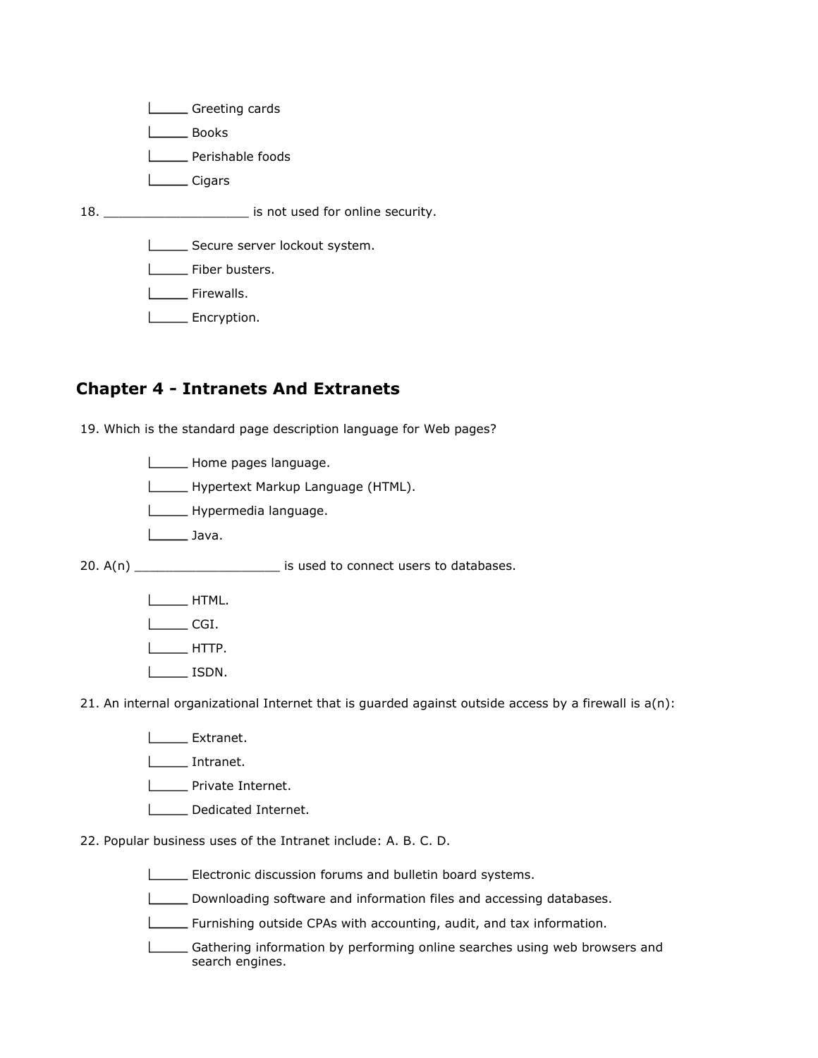- _____ Greeting cards
- _____ Books
- _____ Perishable foods
- _____ Cigars

18. ___________________ is not used for online security.

- _____ Secure server lockout system.
- _____ Fiber busters.
- _____ Firewalls.
- _____ Encryption.

## Chapter 4 - Intranets And Extranets

19. Which is the standard page description language for Web pages?

- _____ Home pages language.
- _____ Hypertext Markup Language (HTML).
- _____ Hypermedia language.
- _____ Java.

20. A(n) ___________________ is used to connect users to databases.

- _____ HTML.
- _____ CGI.
- _____ HTTP.
- _____ ISDN.

21. An internal organizational Internet that is guarded against outside access by a firewall is a(n):

- _____ Extranet.
- _____ Intranet.
- _____ Private Internet.
- _____ Dedicated Internet.

22. Popular business uses of the Intranet include: A. B. C. D.

- _____ Electronic discussion forums and bulletin board systems.
- _____ Downloading software and information files and accessing databases.
- _____ Furnishing outside CPAs with accounting, audit, and tax information.
- _____ Gathering information by performing online searches using web browsers and search engines.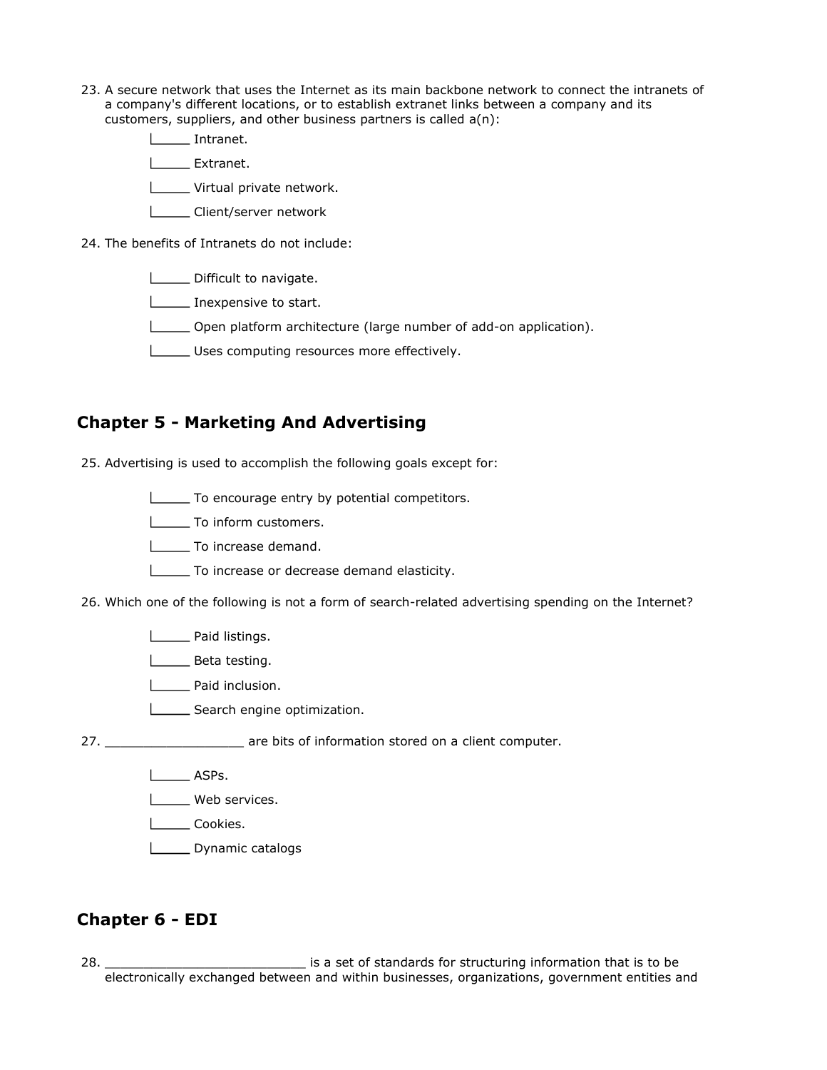23. A secure network that uses the Internet as its main backbone network to connect the intranets of a company's different locations, or to establish extranet links between a company and its customers, suppliers, and other business partners is called a(n):

    - Intranet.
    - Extranet.
    - Virtual private network.
    - Client/server network

24. The benefits of Intranets do not include:

    - Difficult to navigate.
    - Inexpensive to start.
    - Open platform architecture (large number of add-on application).
    - Uses computing resources more effectively.

## Chapter 5 - Marketing And Advertising

25. Advertising is used to accomplish the following goals except for:

    - To encourage entry by potential competitors.
    - To inform customers.
    - To increase demand.
    - To increase or decrease demand elasticity.

26. Which one of the following is not a form of search-related advertising spending on the Internet?

    - Paid listings.
    - Beta testing.
    - Paid inclusion.
    - Search engine optimization.

27. __________________ are bits of information stored on a client computer.

    - ASPs.
    - Web services.
    - Cookies.
    - Dynamic catalogs

## Chapter 6 - EDI

28. __________________________ is a set of standards for structuring information that is to be electronically exchanged between and within businesses, organizations, government entities and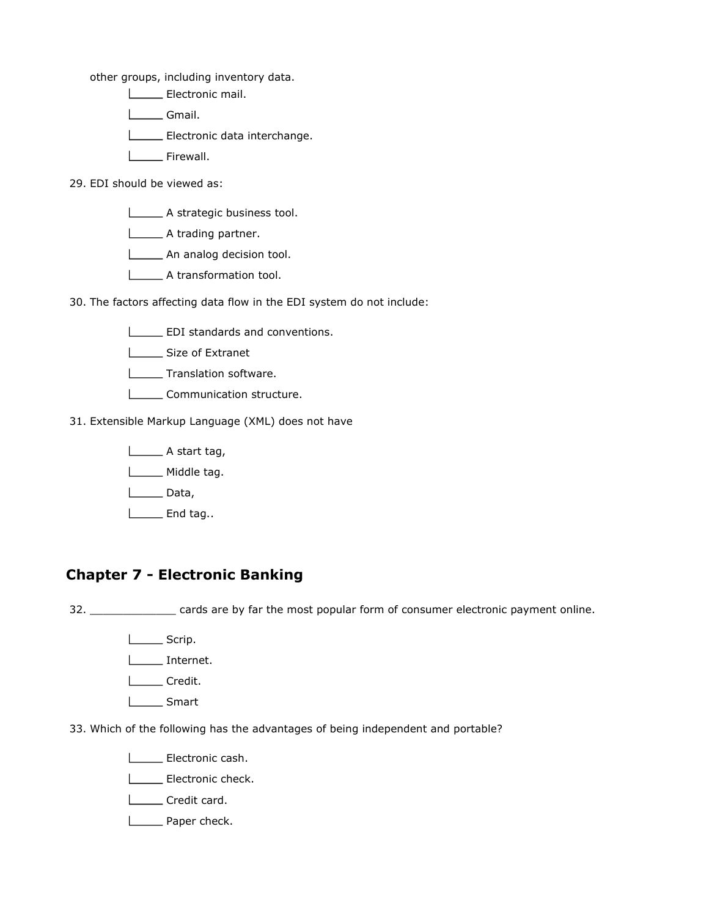other groups, including inventory data.

- _____ Electronic mail.
- _____ Gmail.
- _____ Electronic data interchange.
- _____ Firewall.

29. EDI should be viewed as:

- _____ A strategic business tool.
- _____ A trading partner.
- _____ An analog decision tool.
- _____ A transformation tool.

30. The factors affecting data flow in the EDI system do not include:

- _____ EDI standards and conventions.
- _____ Size of Extranet
- _____ Translation software.
- _____ Communication structure.

31. Extensible Markup Language (XML) does not have

- _____ A start tag,
- _____ Middle tag.
- _____ Data,
- _____ End tag..

## Chapter 7 - Electronic Banking

32. _____________ cards are by far the most popular form of consumer electronic payment online.

- _____ Scrip.
- _____ Internet.
- _____ Credit.
- _____ Smart

33. Which of the following has the advantages of being independent and portable?

- _____ Electronic cash.
- _____ Electronic check.
- _____ Credit card.
- _____ Paper check.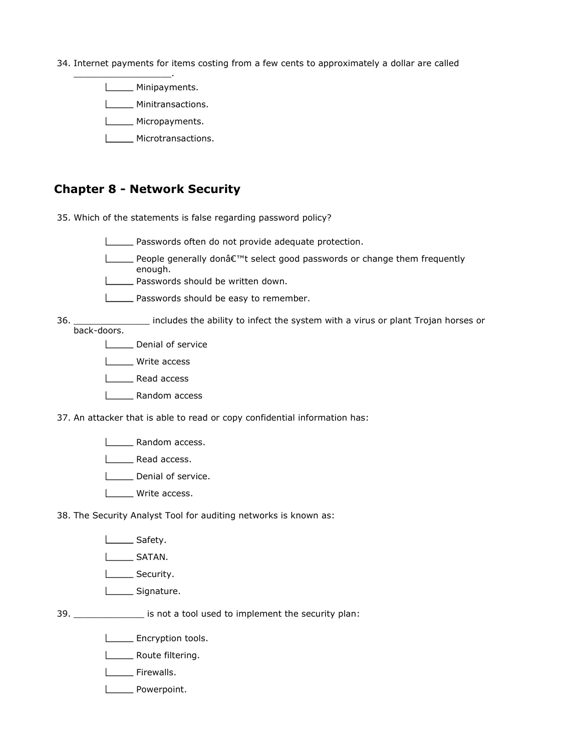34. Internet payments for items costing from a few cents to approximately a dollar are called __________________.

    |_____ Minipayments.

    |_____ Minitransactions.

    |_____ Micropayments.

    |_____ Microtransactions.

## Chapter 8 - Network Security

35. Which of the statements is false regarding password policy?

    |_____ Passwords often do not provide adequate protection.

    |_____ People generally donâ€™t select good passwords or change them frequently enough.

    |_____ Passwords should be written down.

    |_____ Passwords should be easy to remember.

36. ______________ includes the ability to infect the system with a virus or plant Trojan horses or back-doors.

    |_____ Denial of service

    |_____ Write access

    |_____ Read access

    |_____ Random access

37. An attacker that is able to read or copy confidential information has:

    |_____ Random access.

    |_____ Read access.

    |_____ Denial of service.

    |_____ Write access.

38. The Security Analyst Tool for auditing networks is known as:

    |_____ Safety.

    |_____ SATAN.

    |_____ Security.

    |_____ Signature.

39. _____________ is not a tool used to implement the security plan:

    |_____ Encryption tools.

    |_____ Route filtering.

    |_____ Firewalls.

    |_____ Powerpoint.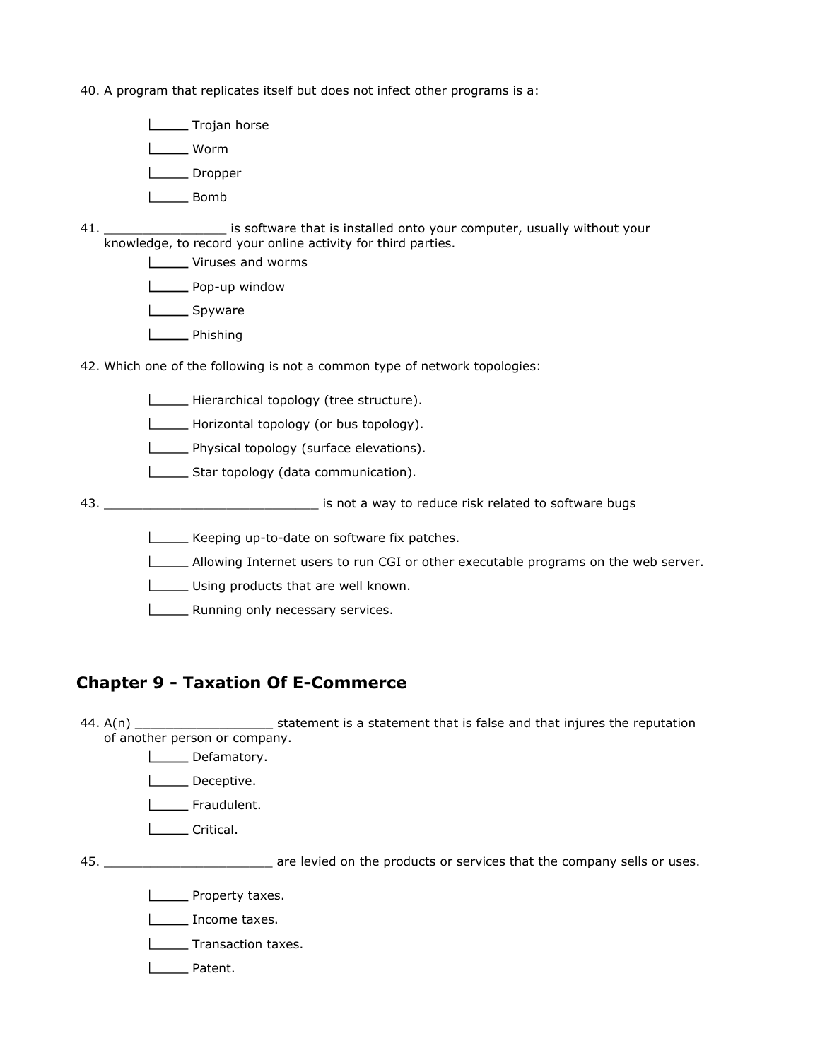40. A program that replicates itself but does not infect other programs is a:

    |_____ Trojan horse

    |_____ Worm

    |_____ Dropper

    |_____ Bomb

41. ________________ is software that is installed onto your computer, usually without your knowledge, to record your online activity for third parties.

    |_____ Viruses and worms

    |_____ Pop-up window

    |_____ Spyware

    |_____ Phishing

42. Which one of the following is not a common type of network topologies:

    |_____ Hierarchical topology (tree structure).

    |_____ Horizontal topology (or bus topology).

    |_____ Physical topology (surface elevations).

    |_____ Star topology (data communication).

43. ____________________________ is not a way to reduce risk related to software bugs

    |_____ Keeping up-to-date on software fix patches.

    |_____ Allowing Internet users to run CGI or other executable programs on the web server.

    |_____ Using products that are well known.

    |_____ Running only necessary services.

## Chapter 9 - Taxation Of E-Commerce

44. A(n) __________________ statement is a statement that is false and that injures the reputation of another person or company.

    |_____ Defamatory.

    |_____ Deceptive.

    |_____ Fraudulent.

    |_____ Critical.

45. ______________________ are levied on the products or services that the company sells or uses.

    |_____ Property taxes.

    |_____ Income taxes.

    |_____ Transaction taxes.

    |_____ Patent.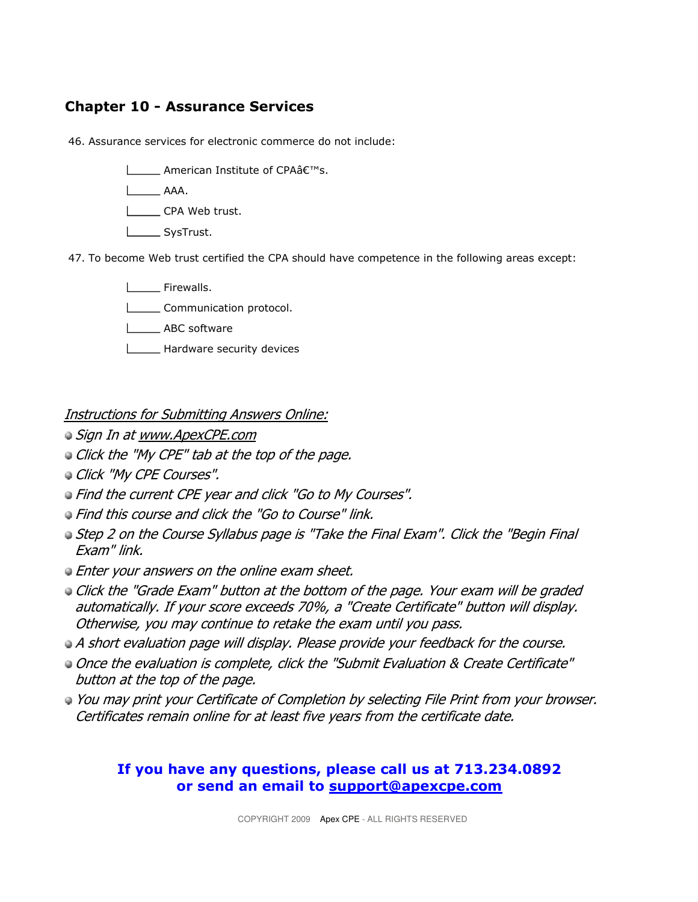## Chapter 10 - Assurance Services

46. Assurance services for electronic commerce do not include:

- ______ American Institute of CPAâ€™s.
- ______ AAA.
- ______ CPA Web trust.
- ______ SysTrust.

47. To become Web trust certified the CPA should have competence in the following areas except:

- ______ Firewalls.
- ______ Communication protocol.
- ______ ABC software
- ______ Hardware security devices

*Instructions for Submitting Answers Online:*

- *Sign In at www.ApexCPE.com*
- *Click the "My CPE" tab at the top of the page.*
- *Click "My CPE Courses".*
- *Find the current CPE year and click "Go to My Courses".*
- *Find this course and click the "Go to Course" link.*
- *Step 2 on the Course Syllabus page is "Take the Final Exam". Click the "Begin Final Exam" link.*
- *Enter your answers on the online exam sheet.*
- *Click the "Grade Exam" button at the bottom of the page. Your exam will be graded automatically. If your score exceeds 70%, a "Create Certificate" button will display. Otherwise, you may continue to retake the exam until you pass.*
- *A short evaluation page will display. Please provide your feedback for the course.*
- *Once the evaluation is complete, click the "Submit Evaluation & Create Certificate" button at the top of the page.*
- *You may print your Certificate of Completion by selecting File Print from your browser. Certificates remain online for at least five years from the certificate date.*

**If you have any questions, please call us at 713.234.0892 or send an email to support@apexcpe.com**

COPYRIGHT 2009 Apex CPE - ALL RIGHTS RESERVED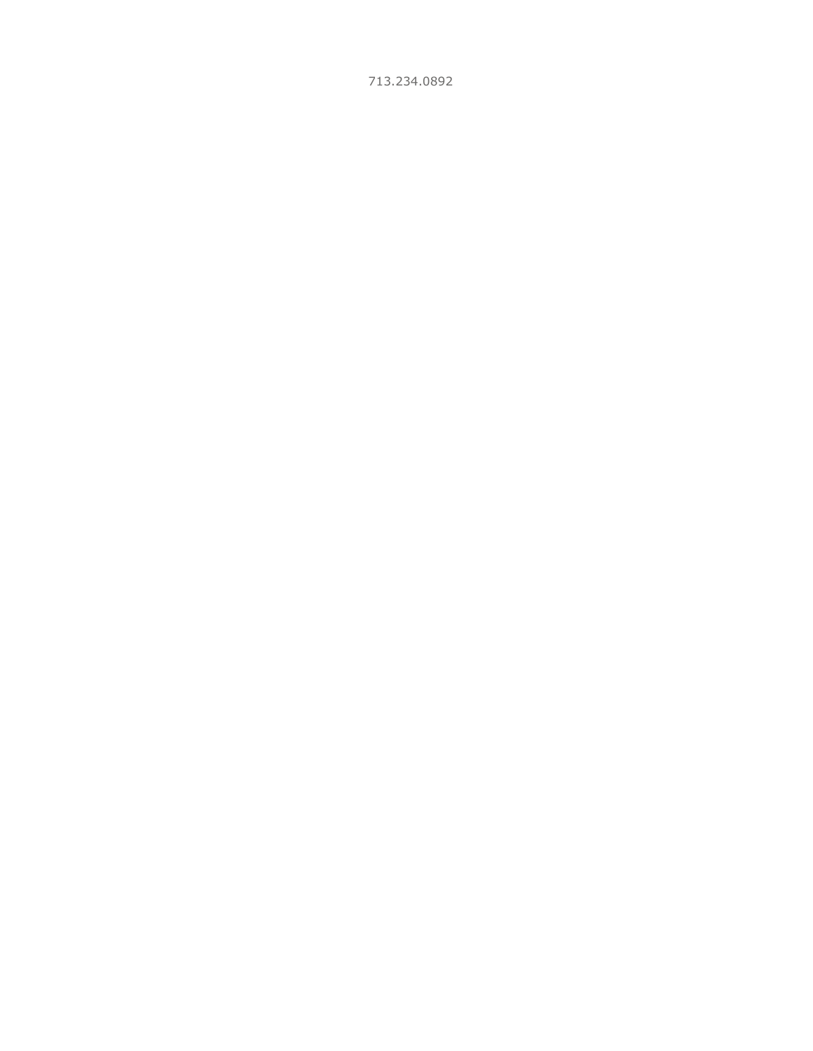713.234.0892